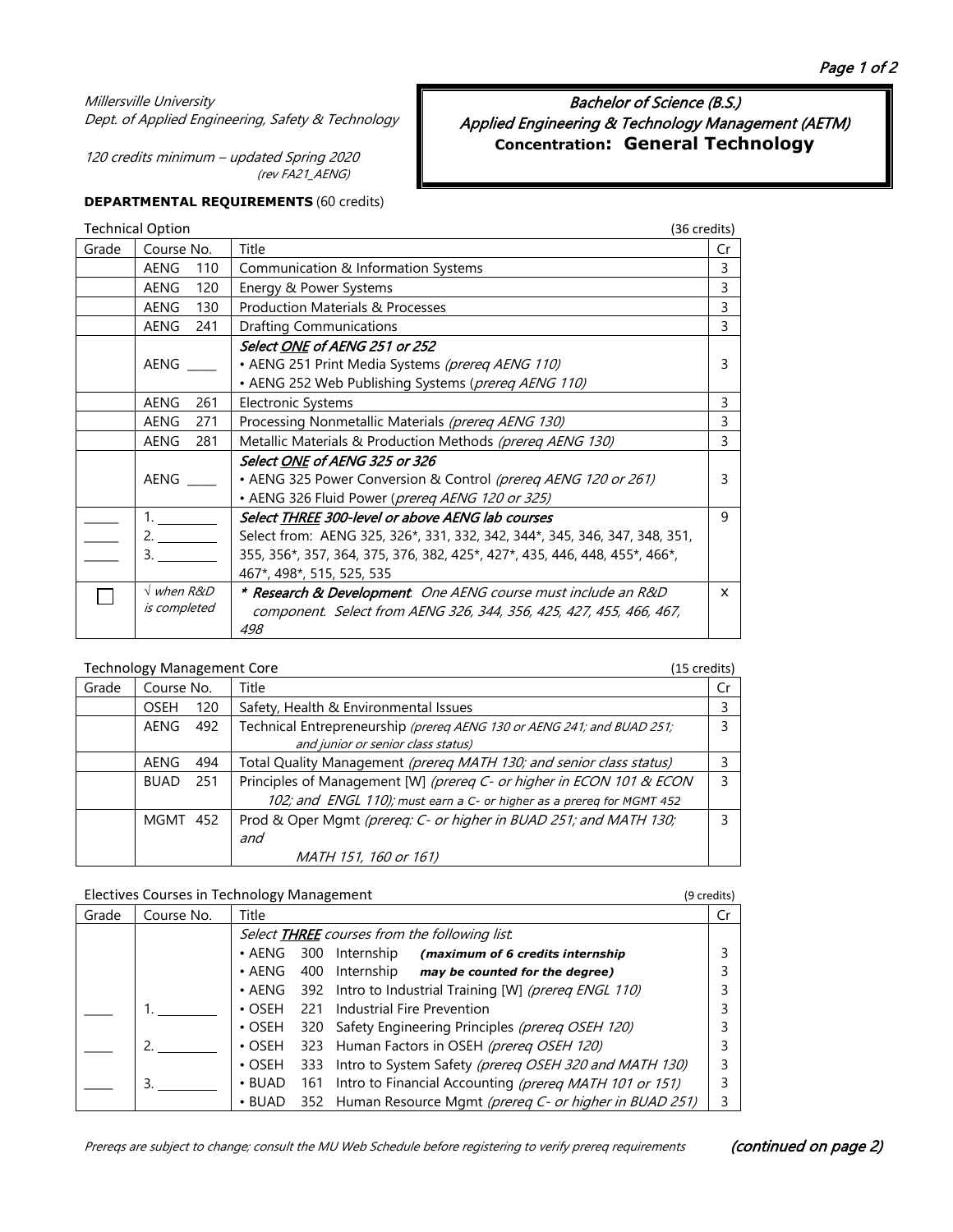*Millersville University*
*Dept. of Applied Engineering, Safety & Technology*

*120 credits minimum – updated Spring 2020*
*(rev FA21_AENG)*

# Bachelor of Science (B.S.)
## Applied Engineering & Technology Management (AETM)
### Concentration: General Technology

**DEPARTMENTAL REQUIREMENTS** (60 credits)

Technical Option (36 credits)

| Grade | Course No. | Title | Cr |
|---|---|---|---|
| | AENG 110 | Communication & Information Systems | 3 |
| | AENG 120 | Energy & Power Systems | 3 |
| | AENG 130 | Production Materials & Processes | 3 |
| | AENG 241 | Drafting Communications | 3 |
| | AENG ____ | *Select ONE of AENG 251 or 252*<br>• AENG 251 Print Media Systems *(prereq AENG 110)*<br>• AENG 252 Web Publishing Systems (*prereq AENG 110)* | 3 |
| | AENG 261 | Electronic Systems | 3 |
| | AENG 271 | Processing Nonmetallic Materials *(prereq AENG 130)* | 3 |
| | AENG 281 | Metallic Materials & Production Methods *(prereq AENG 130)* | 3 |
| | AENG ____ | *Select ONE of AENG 325 or 326*<br>• AENG 325 Power Conversion & Control *(prereq AENG 120 or 261)*<br>• AENG 326 Fluid Power (*prereq AENG 120 or 325)* | 3 |
| _____<br>_____<br>_____ | 1. ________<br>2. ________<br>3. ________ | *Select THREE 300-level or above AENG lab courses*<br>Select from: AENG 325, 326*, 331, 332, 342, 344*, 345, 346, 347, 348, 351, 355, 356*, 357, 364, 375, 376, 382, 425*, 427*, 435, 446, 448, 455*, 466*, 467*, 498*, 515, 525, 535 | 9 |
| ☐ | *√ when R&D is completed* | *\* **Research & Development**. One AENG course must include an R&D component. Select from AENG 326, 344, 356, 425, 427, 455, 466, 467, 498* | x |

Technology Management Core (15 credits)

| Grade | Course No. | Title | Cr |
|---|---|---|---|
| | OSEH 120 | Safety, Health & Environmental Issues | 3 |
| | AENG 492 | Technical Entrepreneurship *(prereq AENG 130 or AENG 241; and BUAD 251; and junior or senior class status)* | 3 |
| | AENG 494 | Total Quality Management *(prereq MATH 130; and senior class status)* | 3 |
| | BUAD 251 | Principles of Management [W] *(prereq C- or higher in ECON 101 & ECON 102; and ENGL 110);* *must earn a C- or higher as a prereq for MGMT 452* | 3 |
| | MGMT 452 | Prod & Oper Mgmt *(prereq: C- or higher in BUAD 251; and MATH 130; and MATH 151, 160 or 161)* | 3 |

Electives Courses in Technology Management (9 credits)

| Grade | Course No. | Title | Cr |
|---|---|---|---|
| | | *Select **THREE** courses from the following list:* | |
| | | • AENG 300 Internship ***(maximum of 6 credits internship*** | 3 |
| | | • AENG 400 Internship ***may be counted for the degree)*** | 3 |
| | | • AENG 392 Intro to Industrial Training [W] *(prereq ENGL 110)* | 3 |
| ____ | 1. ________ | • OSEH 221 Industrial Fire Prevention | 3 |
| | | • OSEH 320 Safety Engineering Principles *(prereq OSEH 120)* | 3 |
| ____ | 2. ________ | • OSEH 323 Human Factors in OSEH *(prereq OSEH 120)* | 3 |
| | | • OSEH 333 Intro to System Safety *(prereq OSEH 320 and MATH 130)* | 3 |
| ____ | 3. ________ | • BUAD 161 Intro to Financial Accounting *(prereq MATH 101 or 151)* | 3 |
| | | • BUAD 352 Human Resource Mgmt *(prereq C- or higher in BUAD 251)* | 3 |

*Prereqs are subject to change; consult the MU Web Schedule before registering to verify prereq requirements*

***(continued on page 2)***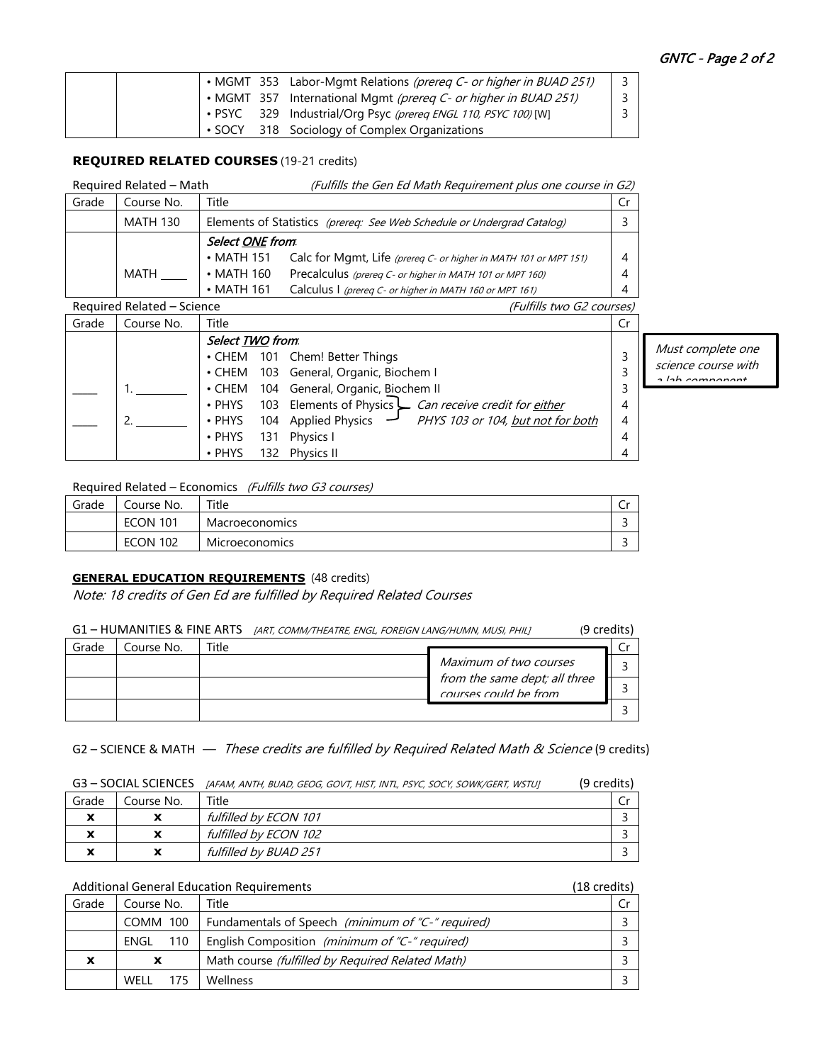| | | | |
|---|---|---|---|
| | | • MGMT 353 Labor-Mgmt Relations *(prereq C- or higher in BUAD 251)* | 3 |
| | | • MGMT 357 International Mgmt *(prereq C- or higher in BUAD 251)* | 3 |
| | | • PSYC 329 Industrial/Org Psyc *(prereq ENGL 110, PSYC 100)* [W] | 3 |
| | | • SOCY 318 Sociology of Complex Organizations | |

## REQUIRED RELATED COURSES (19-21 credits)

Required Related – Math *(Fulfills the Gen Ed Math Requirement plus one course in G2)*

| Grade | Course No. | Title | Cr |
|---|---|---|---|
| | MATH 130 | Elements of Statistics *(prereq: See Web Schedule or Undergrad Catalog)* | 3 |
| | MATH ____ | ***Select ONE from:***<br>• MATH 151 Calc for Mgmt, Life *(prereq C- or higher in MATH 101 or MPT 151)*<br>• MATH 160 Precalculus *(prereq C- or higher in MATH 101 or MPT 160)*<br>• MATH 161 Calculus I *(prereq C- or higher in MATH 160 or MPT 161)* | <br>4<br>4<br>4 |

Required Related – Science *(Fulfills two G2 courses)*

| Grade | Course No. | Title | Cr |
|---|---|---|---|
| ____<br>____ | 1. ________<br>2. ________ | ***Select TWO from:***<br>• CHEM 101 Chem! Better Things<br>• CHEM 103 General, Organic, Biochem I<br>• CHEM 104 General, Organic, Biochem II<br>• PHYS 103 Elements of Physics<br>• PHYS 104 Applied Physics *(Can receive credit for either PHYS 103 or 104, but not for both)*<br>• PHYS 131 Physics I<br>• PHYS 132 Physics II | <br>3<br>3<br>3<br>4<br>4<br>4<br>4 |

*Must complete one science course with a lab component*

Required Related – Economics *(Fulfills two G3 courses)*

| Grade | Course No. | Title | Cr |
|---|---|---|---|
| | ECON 101 | Macroeconomics | 3 |
| | ECON 102 | Microeconomics | 3 |

## GENERAL EDUCATION REQUIREMENTS (48 credits)

*Note: 18 credits of Gen Ed are fulfilled by Required Related Courses*

G1 – HUMANITIES & FINE ARTS *[ART, COMM/THEATRE, ENGL, FOREIGN LANG/HUMN, MUSI, PHIL]* (9 credits)

| Grade | Course No. | Title | Cr |
|---|---|---|---|
| | | | 3 |
| | | | 3 |
| | | | 3 |

*Maximum of two courses from the same dept; all three courses could be from*

G2 – SCIENCE & MATH — *These credits are fulfilled by Required Related Math & Science* (9 credits)

G3 – SOCIAL SCIENCES *[AFAM, ANTH, BUAD, GEOG, GOVT, HIST, INTL, PSYC, SOCY, SOWK/GERT, WSTU]* (9 credits)

| Grade | Course No. | Title | Cr |
|---|---|---|---|
| **x** | **x** | *fulfilled by ECON 101* | 3 |
| **x** | **x** | *fulfilled by ECON 102* | 3 |
| **x** | **x** | *fulfilled by BUAD 251* | 3 |

Additional General Education Requirements (18 credits)

| Grade | Course No. | Title | Cr |
|---|---|---|---|
| | COMM 100 | Fundamentals of Speech *(minimum of "C-" required)* | 3 |
| | ENGL 110 | English Composition *(minimum of "C-" required)* | 3 |
| **x** | **x** | Math course *(fulfilled by Required Related Math)* | 3 |
| | WELL 175 | Wellness | 3 |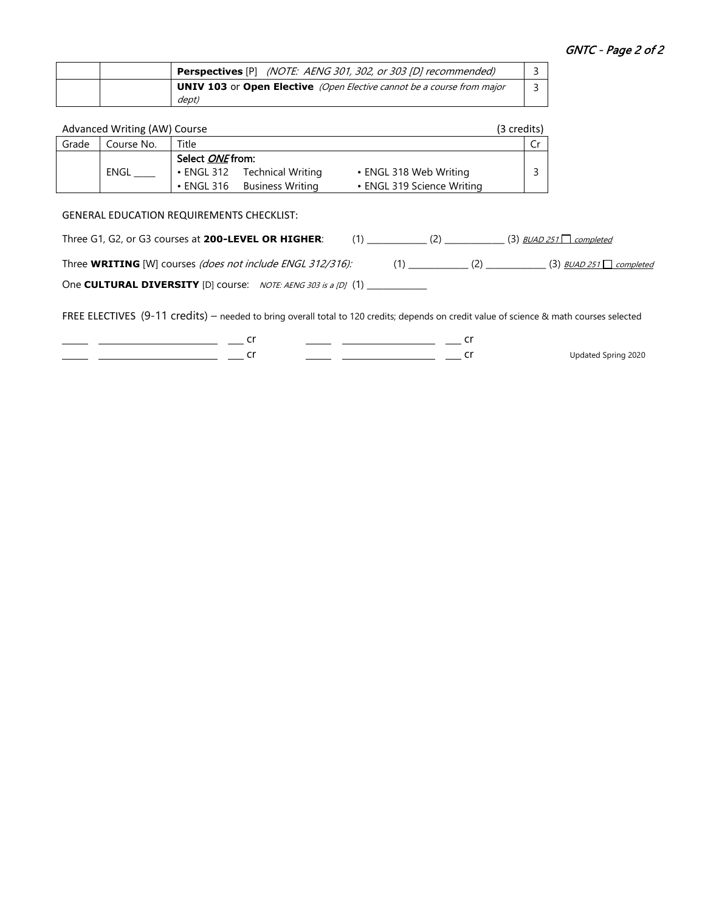| | | | |
|---|---|---|---|
| | | **Perspectives** [P] *(NOTE: AENG 301, 302, or 303 [D] recommended)* | 3 |
| | | **UNIV 103** or **Open Elective** *(Open Elective cannot be a course from major dept)* | 3 |

Advanced Writing (AW) Course (3 credits)

| Grade | Course No. | Title | Cr |
|---|---|---|---|
| | ENGL ____ | Select ***ONE*** from:<br>• ENGL 312 Technical Writing • ENGL 318 Web Writing<br>• ENGL 316 Business Writing • ENGL 319 Science Writing | 3 |

GENERAL EDUCATION REQUIREMENTS CHECKLIST:

Three G1, G2, or G3 courses at **200-LEVEL OR HIGHER**: (1) ____________ (2) ____________ (3) *BUAD 251 ☐ completed*

Three **WRITING** [W] courses *(does not include ENGL 312/316):* (1) ____________ (2) ____________ (3) *BUAD 251 ☐ completed*

One **CULTURAL DIVERSITY** [D] course: *NOTE: AENG 303 is a [D]* (1) ____________

FREE ELECTIVES (9-11 credits) – needed to bring overall total to 120 credits; depends on credit value of science & math courses selected

_____ ______________________ ___ cr _____ __________________ ___ cr

_____ ______________________ ___ cr _____ __________________ ___ cr

Updated Spring 2020